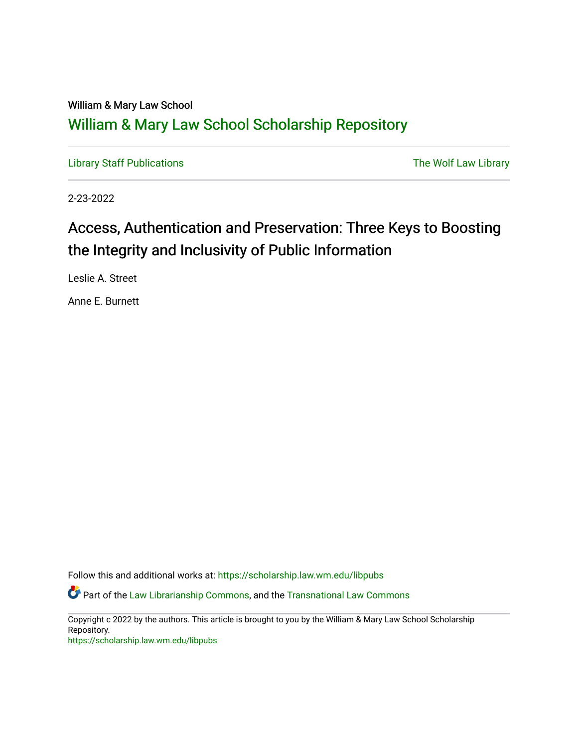William & Mary Law School

# William & Mary Law School Scholarship Repository

Library Staff Publications

The Wolf Law Library

2-23-2022

## Access, Authentication and Preservation: Three Keys to Boosting the Integrity and Inclusivity of Public Information

Leslie A. Street

Anne E. Burnett

Follow this and additional works at: https://scholarship.law.wm.edu/libpubs

Part of the Law Librarianship Commons, and the Transnational Law Commons

Copyright c 2022 by the authors. This article is brought to you by the William & Mary Law School Scholarship Repository.
https://scholarship.law.wm.edu/libpubs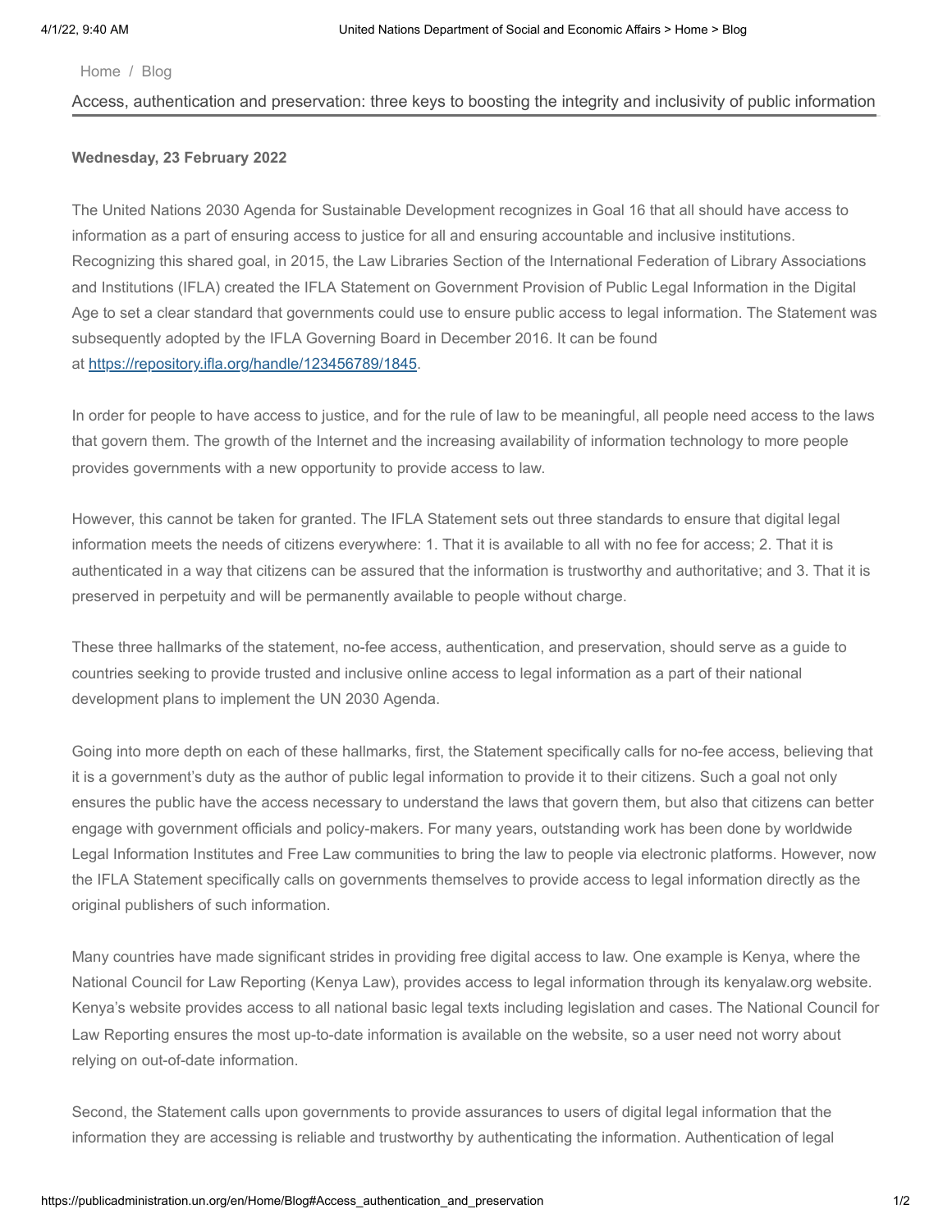Home / Blog

Access, authentication and preservation: three keys to boosting the integrity and inclusivity of public information

**Wednesday, 23 February 2022**

The United Nations 2030 Agenda for Sustainable Development recognizes in Goal 16 that all should have access to information as a part of ensuring access to justice for all and ensuring accountable and inclusive institutions. Recognizing this shared goal, in 2015, the Law Libraries Section of the International Federation of Library Associations and Institutions (IFLA) created the IFLA Statement on Government Provision of Public Legal Information in the Digital Age to set a clear standard that governments could use to ensure public access to legal information. The Statement was subsequently adopted by the IFLA Governing Board in December 2016. It can be found at [https://repository.ifla.org/handle/123456789/1845](https://repository.ifla.org/handle/123456789/1845).

In order for people to have access to justice, and for the rule of law to be meaningful, all people need access to the laws that govern them. The growth of the Internet and the increasing availability of information technology to more people provides governments with a new opportunity to provide access to law.

However, this cannot be taken for granted. The IFLA Statement sets out three standards to ensure that digital legal information meets the needs of citizens everywhere: 1. That it is available to all with no fee for access; 2. That it is authenticated in a way that citizens can be assured that the information is trustworthy and authoritative; and 3. That it is preserved in perpetuity and will be permanently available to people without charge.

These three hallmarks of the statement, no-fee access, authentication, and preservation, should serve as a guide to countries seeking to provide trusted and inclusive online access to legal information as a part of their national development plans to implement the UN 2030 Agenda.

Going into more depth on each of these hallmarks, first, the Statement specifically calls for no-fee access, believing that it is a government's duty as the author of public legal information to provide it to their citizens. Such a goal not only ensures the public have the access necessary to understand the laws that govern them, but also that citizens can better engage with government officials and policy-makers. For many years, outstanding work has been done by worldwide Legal Information Institutes and Free Law communities to bring the law to people via electronic platforms. However, now the IFLA Statement specifically calls on governments themselves to provide access to legal information directly as the original publishers of such information.

Many countries have made significant strides in providing free digital access to law. One example is Kenya, where the National Council for Law Reporting (Kenya Law), provides access to legal information through its kenyalaw.org website. Kenya's website provides access to all national basic legal texts including legislation and cases. The National Council for Law Reporting ensures the most up-to-date information is available on the website, so a user need not worry about relying on out-of-date information.

Second, the Statement calls upon governments to provide assurances to users of digital legal information that the information they are accessing is reliable and trustworthy by authenticating the information. Authentication of legal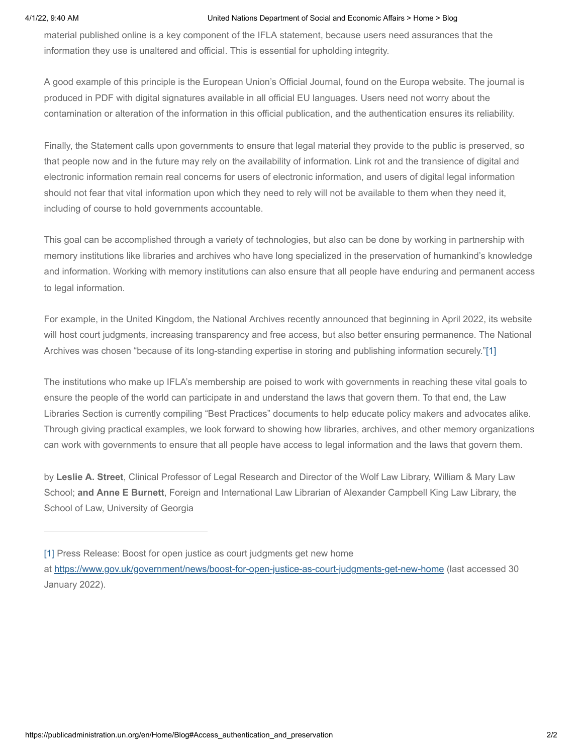material published online is a key component of the IFLA statement, because users need assurances that the information they use is unaltered and official. This is essential for upholding integrity.

A good example of this principle is the European Union's Official Journal, found on the Europa website. The journal is produced in PDF with digital signatures available in all official EU languages. Users need not worry about the contamination or alteration of the information in this official publication, and the authentication ensures its reliability.

Finally, the Statement calls upon governments to ensure that legal material they provide to the public is preserved, so that people now and in the future may rely on the availability of information. Link rot and the transience of digital and electronic information remain real concerns for users of electronic information, and users of digital legal information should not fear that vital information upon which they need to rely will not be available to them when they need it, including of course to hold governments accountable.

This goal can be accomplished through a variety of technologies, but also can be done by working in partnership with memory institutions like libraries and archives who have long specialized in the preservation of humankind's knowledge and information. Working with memory institutions can also ensure that all people have enduring and permanent access to legal information.

For example, in the United Kingdom, the National Archives recently announced that beginning in April 2022, its website will host court judgments, increasing transparency and free access, but also better ensuring permanence. The National Archives was chosen "because of its long-standing expertise in storing and publishing information securely."[1]

The institutions who make up IFLA's membership are poised to work with governments in reaching these vital goals to ensure the people of the world can participate in and understand the laws that govern them. To that end, the Law Libraries Section is currently compiling "Best Practices" documents to help educate policy makers and advocates alike. Through giving practical examples, we look forward to showing how libraries, archives, and other memory organizations can work with governments to ensure that all people have access to legal information and the laws that govern them.

by **Leslie A. Street**, Clinical Professor of Legal Research and Director of the Wolf Law Library, William & Mary Law School; **and Anne E Burnett**, Foreign and International Law Librarian of Alexander Campbell King Law Library, the School of Law, University of Georgia

---

[1] Press Release: Boost for open justice as court judgments get new home at https://www.gov.uk/government/news/boost-for-open-justice-as-court-judgments-get-new-home (last accessed 30 January 2022).